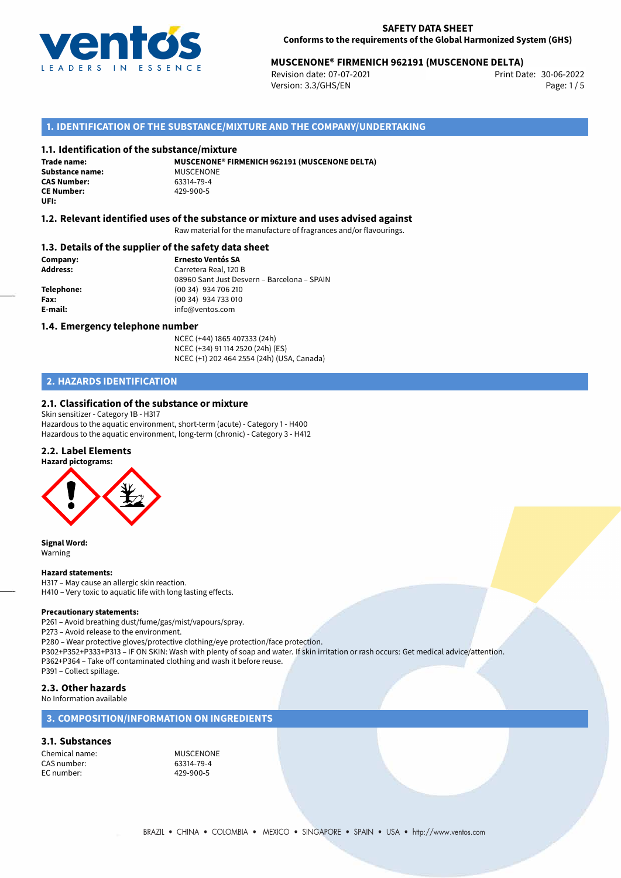**SAFETY DATA SHEET**
**Conforms to the requirements of the Global Harmonized System (GHS)**

**MUSCENONE® FIRMENICH 962191 (MUSCENONE DELTA)**
Revision date: 07-07-2021
Version: 3.3/GHS/EN
Print Date: 30-06-2022

## 1. IDENTIFICATION OF THE SUBSTANCE/MIXTURE AND THE COMPANY/UNDERTAKING

### 1.1. Identification of the substance/mixture

**Trade name:** **MUSCENONE® FIRMENICH 962191 (MUSCENONE DELTA)**
**Substance name:** MUSCENONE
**CAS Number:** 63314-79-4
**CE Number:** 429-900-5
**UFI:**

### 1.2. Relevant identified uses of the substance or mixture and uses advised against

Raw material for the manufacture of fragrances and/or flavourings.

### 1.3. Details of the supplier of the safety data sheet

**Company:** **Ernesto Ventós SA**
**Address:** Carretera Real, 120 B
08960 Sant Just Desvern – Barcelona – SPAIN
**Telephone:** (00 34) 934 706 210
**Fax:** (00 34) 934 733 010
**E-mail:** info@ventos.com

### 1.4. Emergency telephone number

NCEC (+44) 1865 407333 (24h)
NCEC (+34) 91 114 2520 (24h) (ES)
NCEC (+1) 202 464 2554 (24h) (USA, Canada)

## 2. HAZARDS IDENTIFICATION

### 2.1. Classification of the substance or mixture

Skin sensitizer - Category 1B - H317
Hazardous to the aquatic environment, short-term (acute) - Category 1 - H400
Hazardous to the aquatic environment, long-term (chronic) - Category 3 - H412

### 2.2. Label Elements

**Hazard pictograms:**

**Signal Word:**
Warning

**Hazard statements:**
H317 – May cause an allergic skin reaction.
H410 – Very toxic to aquatic life with long lasting effects.

**Precautionary statements:**
P261 – Avoid breathing dust/fume/gas/mist/vapours/spray.
P273 – Avoid release to the environment.
P280 – Wear protective gloves/protective clothing/eye protection/face protection.
P302+P352+P333+P313 – IF ON SKIN: Wash with plenty of soap and water. If skin irritation or rash occurs: Get medical advice/attention.
P362+P364 – Take off contaminated clothing and wash it before reuse.
P391 – Collect spillage.

### 2.3. Other hazards

No Information available

## 3. COMPOSITION/INFORMATION ON INGREDIENTS

### 3.1. Substances

Chemical name: MUSCENONE
CAS number: 63314-79-4
EC number: 429-900-5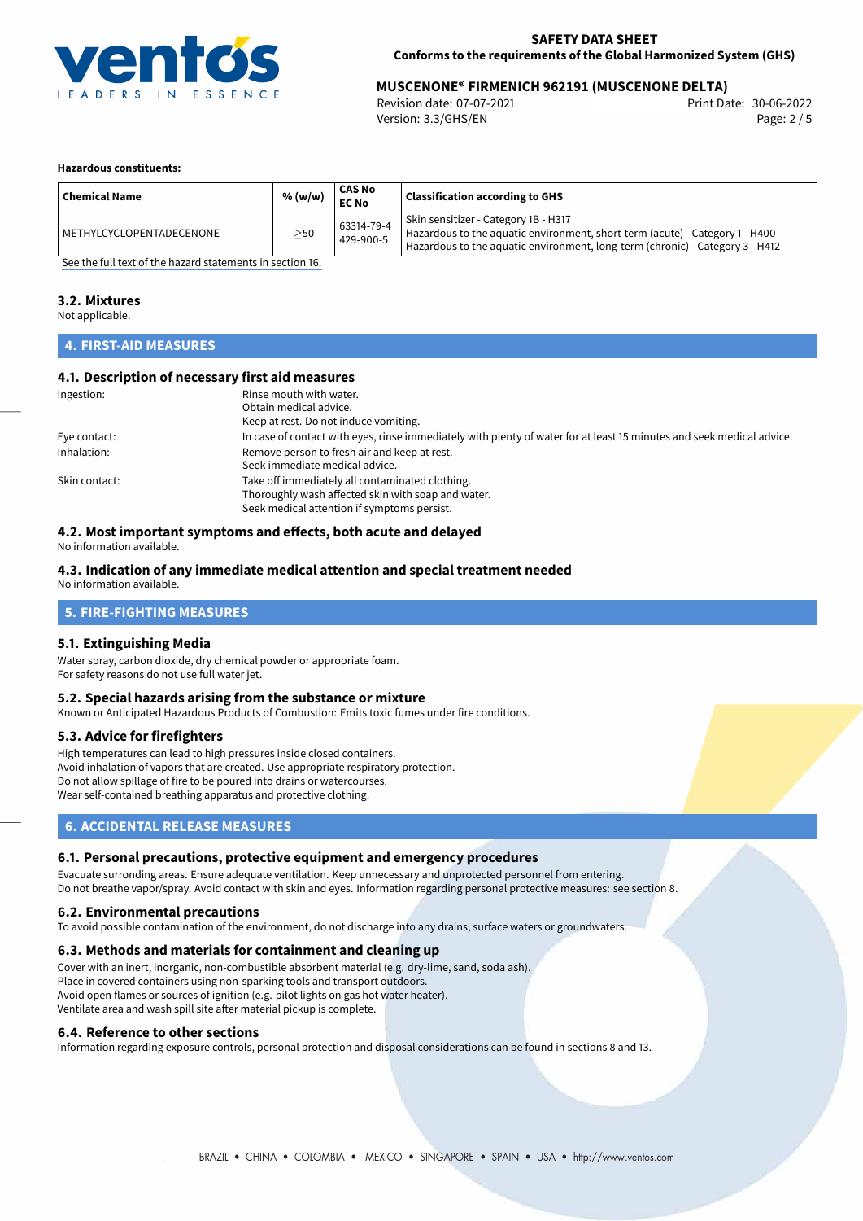**Hazardous constituents:**

| Chemical Name | % (w/w) | CAS No<br>EC No | Classification according to GHS |
|---|---|---|---|
| METHYLCYCLOPENTADECENONE | ≥50 | 63314-79-4<br>429-900-5 | Skin sensitizer - Category 1B - H317<br>Hazardous to the aquatic environment, short-term (acute) - Category 1 - H400<br>Hazardous to the aquatic environment, long-term (chronic) - Category 3 - H412 |

See the full text of the hazard statements in section 16.

### 3.2. Mixtures

Not applicable.

## 4. FIRST-AID MEASURES

### 4.1. Description of necessary first aid measures

Ingestion: Rinse mouth with water.
Obtain medical advice.
Keep at rest. Do not induce vomiting.

Eye contact: In case of contact with eyes, rinse immediately with plenty of water for at least 15 minutes and seek medical advice.

Inhalation: Remove person to fresh air and keep at rest.
Seek immediate medical advice.

Skin contact: Take off immediately all contaminated clothing.
Thoroughly wash affected skin with soap and water.
Seek medical attention if symptoms persist.

### 4.2. Most important symptoms and effects, both acute and delayed

No information available.

### 4.3. Indication of any immediate medical attention and special treatment needed

No information available.

## 5. FIRE-FIGHTING MEASURES

### 5.1. Extinguishing Media

Water spray, carbon dioxide, dry chemical powder or appropriate foam.
For safety reasons do not use full water jet.

### 5.2. Special hazards arising from the substance or mixture

Known or Anticipated Hazardous Products of Combustion: Emits toxic fumes under fire conditions.

### 5.3. Advice for firefighters

High temperatures can lead to high pressures inside closed containers.
Avoid inhalation of vapors that are created. Use appropriate respiratory protection.
Do not allow spillage of fire to be poured into drains or watercourses.
Wear self-contained breathing apparatus and protective clothing.

## 6. ACCIDENTAL RELEASE MEASURES

### 6.1. Personal precautions, protective equipment and emergency procedures

Evacuate surronding areas. Ensure adequate ventilation. Keep unnecessary and unprotected personnel from entering.
Do not breathe vapor/spray. Avoid contact with skin and eyes. Information regarding personal protective measures: see section 8.

### 6.2. Environmental precautions

To avoid possible contamination of the environment, do not discharge into any drains, surface waters or groundwaters.

### 6.3. Methods and materials for containment and cleaning up

Cover with an inert, inorganic, non-combustible absorbent material (e.g. dry-lime, sand, soda ash).
Place in covered containers using non-sparking tools and transport outdoors.
Avoid open flames or sources of ignition (e.g. pilot lights on gas hot water heater).
Ventilate area and wash spill site after material pickup is complete.

### 6.4. Reference to other sections

Information regarding exposure controls, personal protection and disposal considerations can be found in sections 8 and 13.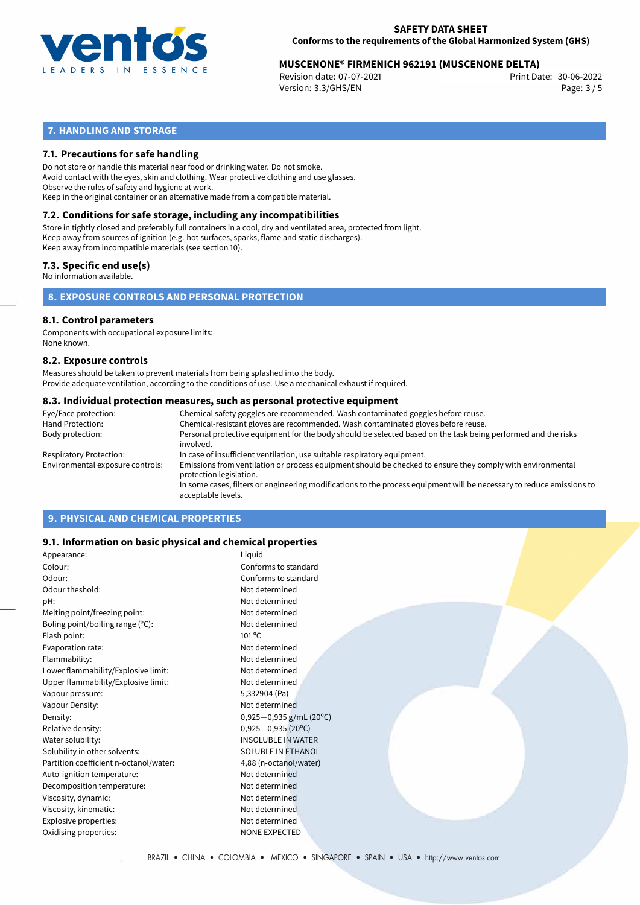## 7. HANDLING AND STORAGE

### 7.1. Precautions for safe handling

Do not store or handle this material near food or drinking water. Do not smoke.
Avoid contact with the eyes, skin and clothing. Wear protective clothing and use glasses.
Observe the rules of safety and hygiene at work.
Keep in the original container or an alternative made from a compatible material.

### 7.2. Conditions for safe storage, including any incompatibilities

Store in tightly closed and preferably full containers in a cool, dry and ventilated area, protected from light.
Keep away from sources of ignition (e.g. hot surfaces, sparks, flame and static discharges).
Keep away from incompatible materials (see section 10).

### 7.3. Specific end use(s)

No information available.

## 8. EXPOSURE CONTROLS AND PERSONAL PROTECTION

### 8.1. Control parameters

Components with occupational exposure limits:
None known.

### 8.2. Exposure controls

Measures should be taken to prevent materials from being splashed into the body.
Provide adequate ventilation, according to the conditions of use. Use a mechanical exhaust if required.

### 8.3. Individual protection measures, such as personal protective equipment

| | |
|---|---|
| Eye/Face protection: | Chemical safety goggles are recommended. Wash contaminated goggles before reuse. |
| Hand Protection: | Chemical-resistant gloves are recommended. Wash contaminated gloves before reuse. |
| Body protection: | Personal protective equipment for the body should be selected based on the task being performed and the risks involved. |
| Respiratory Protection: | In case of insufficient ventilation, use suitable respiratory equipment. |
| Environmental exposure controls: | Emissions from ventilation or process equipment should be checked to ensure they comply with environmental protection legislation. In some cases, filters or engineering modifications to the process equipment will be necessary to reduce emissions to acceptable levels. |

## 9. PHYSICAL AND CHEMICAL PROPERTIES

### 9.1. Information on basic physical and chemical properties

| | |
|---|---|
| Appearance: | Liquid |
| Colour: | Conforms to standard |
| Odour: | Conforms to standard |
| Odour theshold: | Not determined |
| pH: | Not determined |
| Melting point/freezing point: | Not determined |
| Boling point/boiling range (°C): | Not determined |
| Flash point: | 101 °C |
| Evaporation rate: | Not determined |
| Flammability: | Not determined |
| Lower flammability/Explosive limit: | Not determined |
| Upper flammability/Explosive limit: | Not determined |
| Vapour pressure: | 5,332904 (Pa) |
| Vapour Density: | Not determined |
| Density: | 0,925−0,935 g/mL (20°C) |
| Relative density: | 0,925−0,935 (20°C) |
| Water solubility: | INSOLUBLE IN WATER |
| Solubility in other solvents: | SOLUBLE IN ETHANOL |
| Partition coefficient n-octanol/water: | 4,88 (n-octanol/water) |
| Auto-ignition temperature: | Not determined |
| Decomposition temperature: | Not determined |
| Viscosity, dynamic: | Not determined |
| Viscosity, kinematic: | Not determined |
| Explosive properties: | Not determined |
| Oxidising properties: | NONE EXPECTED |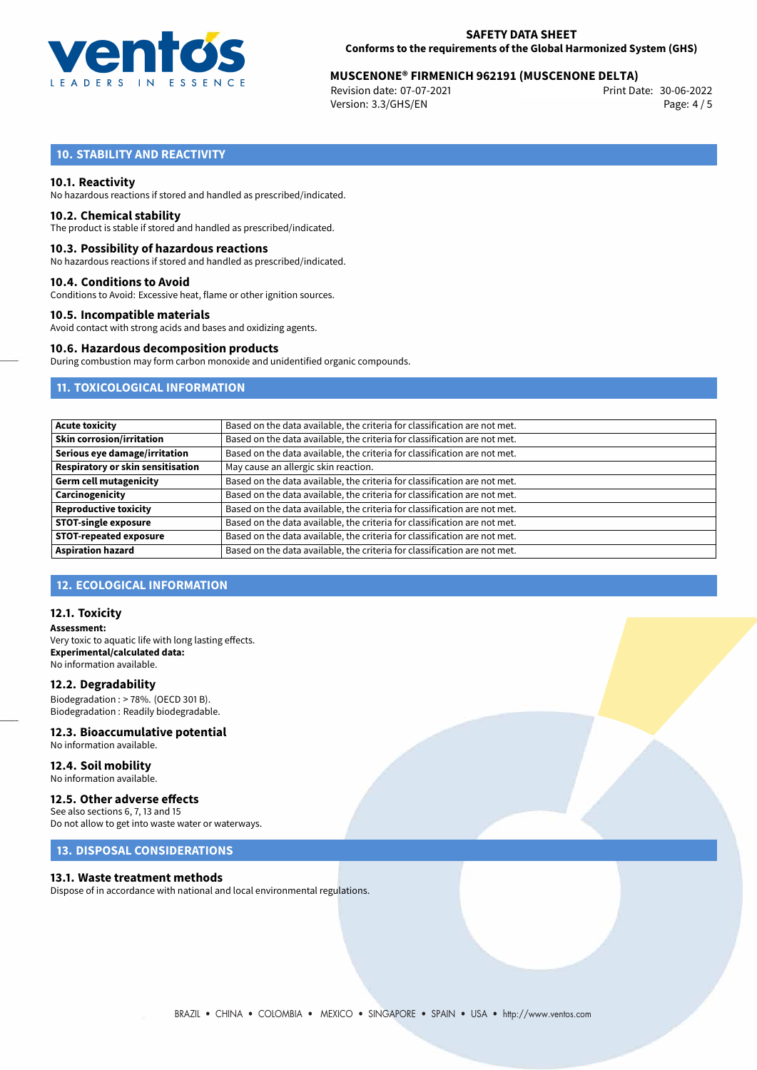## 10. STABILITY AND REACTIVITY

### 10.1. Reactivity
No hazardous reactions if stored and handled as prescribed/indicated.

### 10.2. Chemical stability
The product is stable if stored and handled as prescribed/indicated.

### 10.3. Possibility of hazardous reactions
No hazardous reactions if stored and handled as prescribed/indicated.

### 10.4. Conditions to Avoid
Conditions to Avoid: Excessive heat, flame or other ignition sources.

### 10.5. Incompatible materials
Avoid contact with strong acids and bases and oxidizing agents.

### 10.6. Hazardous decomposition products
During combustion may form carbon monoxide and unidentified organic compounds.

## 11. TOXICOLOGICAL INFORMATION

| | |
|---|---|
| **Acute toxicity** | Based on the data available, the criteria for classification are not met. |
| **Skin corrosion/irritation** | Based on the data available, the criteria for classification are not met. |
| **Serious eye damage/irritation** | Based on the data available, the criteria for classification are not met. |
| **Respiratory or skin sensitisation** | May cause an allergic skin reaction. |
| **Germ cell mutagenicity** | Based on the data available, the criteria for classification are not met. |
| **Carcinogenicity** | Based on the data available, the criteria for classification are not met. |
| **Reproductive toxicity** | Based on the data available, the criteria for classification are not met. |
| **STOT-single exposure** | Based on the data available, the criteria for classification are not met. |
| **STOT-repeated exposure** | Based on the data available, the criteria for classification are not met. |
| **Aspiration hazard** | Based on the data available, the criteria for classification are not met. |

## 12. ECOLOGICAL INFORMATION

### 12.1. Toxicity
**Assessment:**
Very toxic to aquatic life with long lasting effects.
**Experimental/calculated data:**
No information available.

### 12.2. Degradability
Biodegradation : > 78%. (OECD 301 B).
Biodegradation : Readily biodegradable.

### 12.3. Bioaccumulative potential
No information available.

### 12.4. Soil mobility
No information available.

### 12.5. Other adverse effects
See also sections 6, 7, 13 and 15
Do not allow to get into waste water or waterways.

## 13. DISPOSAL CONSIDERATIONS

### 13.1. Waste treatment methods
Dispose of in accordance with national and local environmental regulations.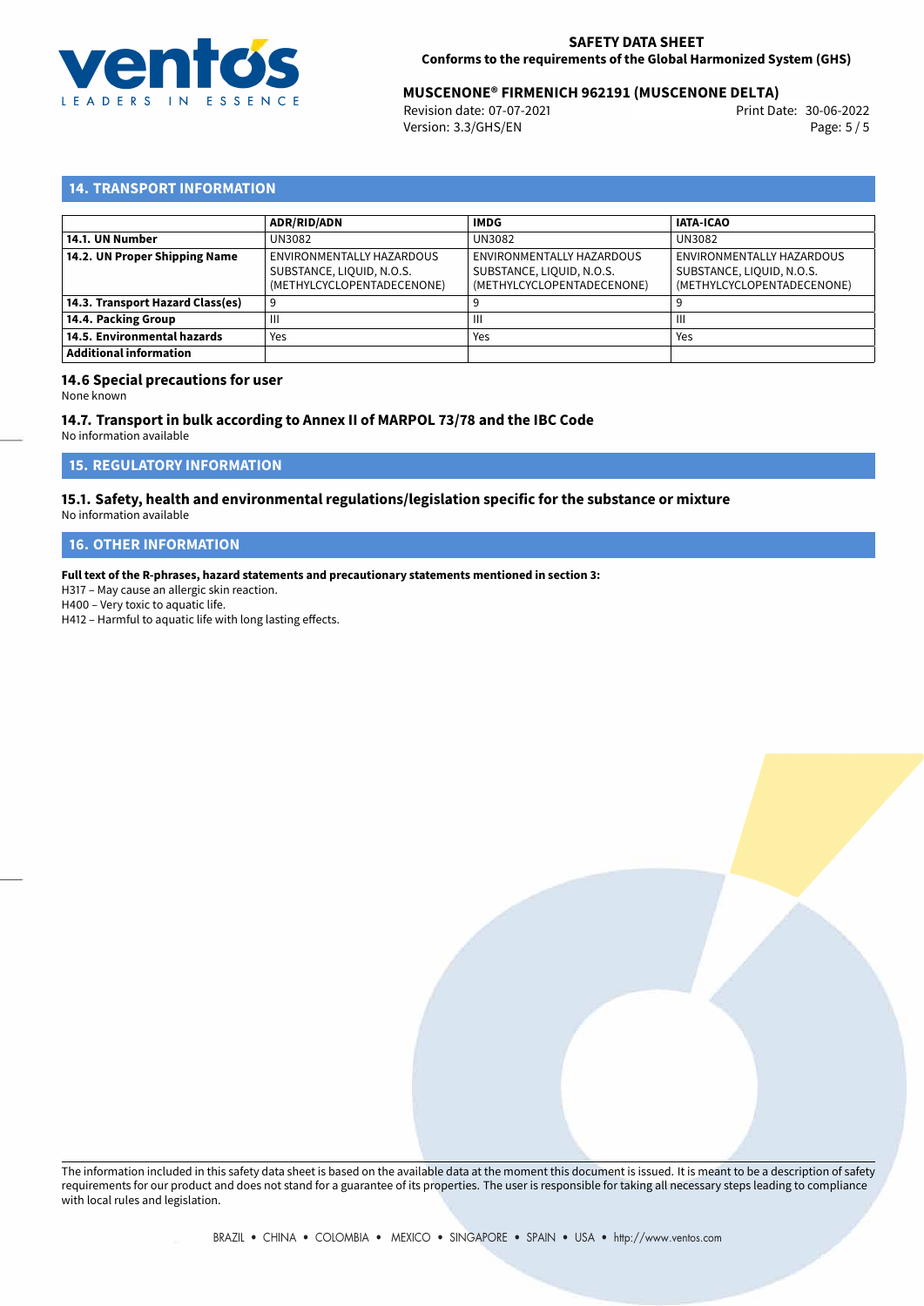## 14. TRANSPORT INFORMATION

| | ADR/RID/ADN | IMDG | IATA-ICAO |
|---|---|---|---|
| **14.1. UN Number** | UN3082 | UN3082 | UN3082 |
| **14.2. UN Proper Shipping Name** | ENVIRONMENTALLY HAZARDOUS SUBSTANCE, LIQUID, N.O.S. (METHYLCYCLOPENTADECENONE) | ENVIRONMENTALLY HAZARDOUS SUBSTANCE, LIQUID, N.O.S. (METHYLCYCLOPENTADECENONE) | ENVIRONMENTALLY HAZARDOUS SUBSTANCE, LIQUID, N.O.S. (METHYLCYCLOPENTADECENONE) |
| **14.3. Transport Hazard Class(es)** | 9 | 9 | 9 |
| **14.4. Packing Group** | III | III | III |
| **14.5. Environmental hazards** | Yes | Yes | Yes |
| **Additional information** | | | |

### 14.6 Special precautions for user

None known

### 14.7. Transport in bulk according to Annex II of MARPOL 73/78 and the IBC Code

No information available

## 15. REGULATORY INFORMATION

### 15.1. Safety, health and environmental regulations/legislation specific for the substance or mixture

No information available

## 16. OTHER INFORMATION

**Full text of the R-phrases, hazard statements and precautionary statements mentioned in section 3:**

H317 – May cause an allergic skin reaction.
H400 – Very toxic to aquatic life.
H412 – Harmful to aquatic life with long lasting effects.

The information included in this safety data sheet is based on the available data at the moment this document is issued. It is meant to be a description of safety requirements for our product and does not stand for a guarantee of its properties. The user is responsible for taking all necessary steps leading to compliance with local rules and legislation.